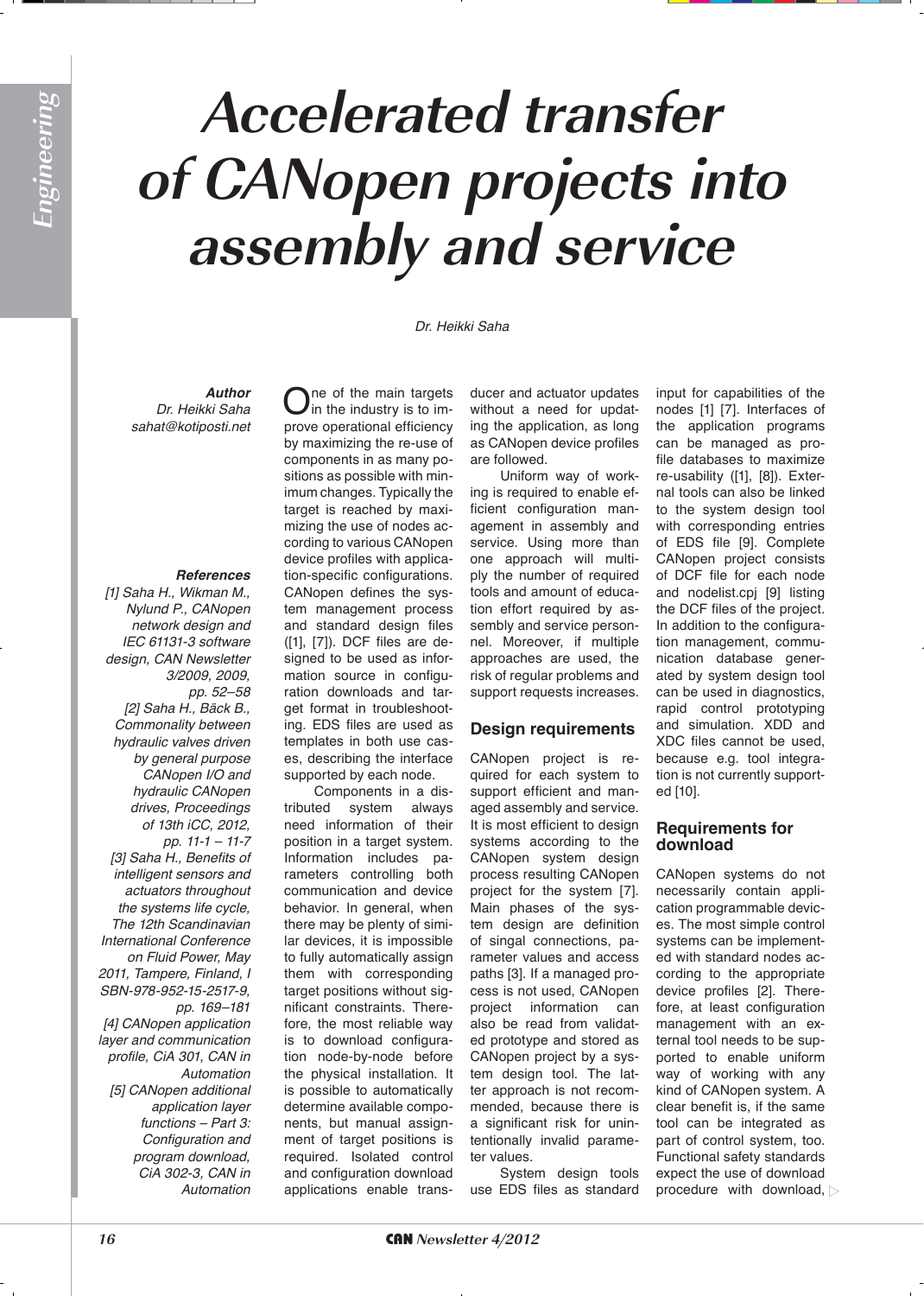# Accelerated transfer of CANopen projects into assembly and service

*Dr. Heikki Saha*

***Author***
*Dr. Heikki Saha*
*sahat@kotiposti.net*

***References***

*[1] Saha H., Wikman M., Nylund P., CANopen network design and IEC 61131-3 software design, CAN Newsletter 3/2009, 2009, pp. 52–58*

*[2] Saha H., Bäck B., Commonality between hydraulic valves driven by general purpose CANopen I/O and hydraulic CANopen drives, Proceedings of 13th iCC, 2012, pp. 11-1 – 11-7*

*[3] Saha H., Benefits of intelligent sensors and actuators throughout the systems life cycle, The 12th Scandinavian International Conference on Fluid Power, May 2011, Tampere, Finland, I SBN-978-952-15-2517-9, pp. 169–181*

*[4] CANopen application layer and communication profile, CiA 301, CAN in Automation*

*[5] CANopen additional application layer functions – Part 3: Configuration and program download, CiA 302-3, CAN in Automation*

One of the main targets in the industry is to improve operational efficiency by maximizing the re-use of components in as many positions as possible with minimum changes. Typically the target is reached by maximizing the use of nodes according to various CANopen device profiles with application-specific configurations. CANopen defines the system management process and standard design files ([1], [7]). DCF files are designed to be used as information source in configuration downloads and target format in troubleshooting. EDS files are used as templates in both use cases, describing the interface supported by each node.

Components in a distributed system always need information of their position in a target system. Information includes parameters controlling both communication and device behavior. In general, when there may be plenty of similar devices, it is impossible to fully automatically assign them with corresponding target positions without significant constraints. Therefore, the most reliable way is to download configuration node-by-node before the physical installation. It is possible to automatically determine available components, but manual assignment of target positions is required. Isolated control and configuration download applications enable transducer and actuator updates without a need for updating the application, as long as CANopen device profiles are followed.

Uniform way of working is required to enable efficient configuration management in assembly and service. Using more than one approach will multiply the number of required tools and amount of education effort required by assembly and service personnel. Moreover, if multiple approaches are used, the risk of regular problems and support requests increases.

## Design requirements

CANopen project is required for each system to support efficient and managed assembly and service. It is most efficient to design systems according to the CANopen system design process resulting CANopen project for the system [7]. Main phases of the system design are definition of singal connections, parameter values and access paths [3]. If a managed process is not used, CANopen project information can also be read from validated prototype and stored as CANopen project by a system design tool. The latter approach is not recommended, because there is a significant risk for unintentionally invalid parameter values.

System design tools use EDS files as standard input for capabilities of the nodes [1] [7]. Interfaces of the application programs can be managed as profile databases to maximize re-usability ([1], [8]). External tools can also be linked to the system design tool with corresponding entries of EDS file [9]. Complete CANopen project consists of DCF file for each node and nodelist.cpj [9] listing the DCF files of the project. In addition to the configuration management, communication database generated by system design tool can be used in diagnostics, rapid control prototyping and simulation. XDD and XDC files cannot be used, because e.g. tool integration is not currently supported [10].

## Requirements for download

CANopen systems do not necessarily contain application programmable devices. The most simple control systems can be implemented with standard nodes according to the appropriate device profiles [2]. Therefore, at least configuration management with an external tool needs to be supported to enable uniform way of working with any kind of CANopen system. A clear benefit is, if the same tool can be integrated as part of control system, too. Functional safety standards expect the use of download procedure with download,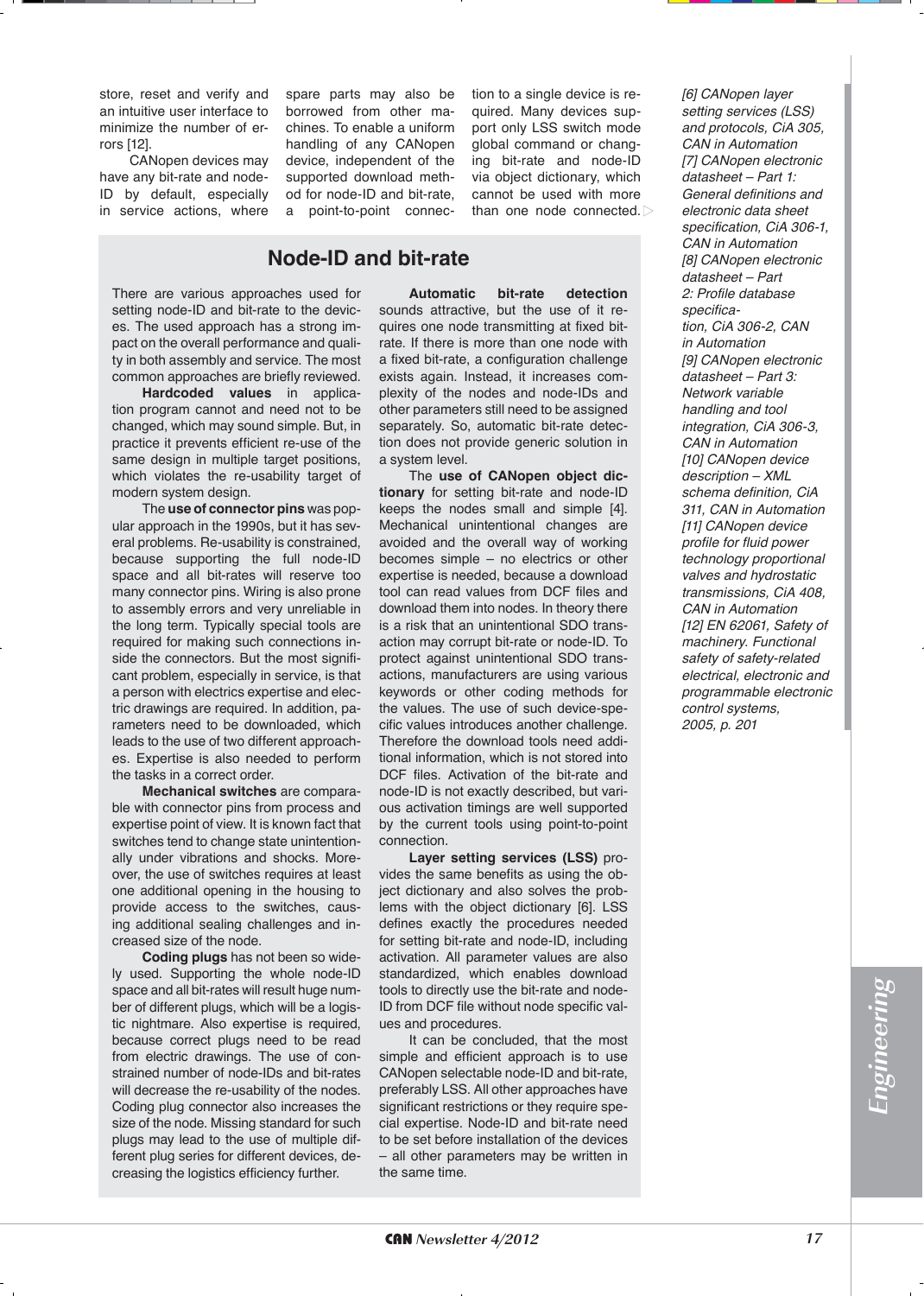store, reset and verify and an intuitive user interface to minimize the number of errors [12].

CANopen devices may have any bit-rate and node-ID by default, especially in service actions, where spare parts may also be borrowed from other machines. To enable a uniform handling of any CANopen device, independent of the supported download method for node-ID and bit-rate, a point-to-point connection to a single device is required. Many devices support only LSS switch mode global command or changing bit-rate and node-ID via object dictionary, which cannot be used with more than one node connected. ▷

## Node-ID and bit-rate

There are various approaches used for setting node-ID and bit-rate to the devices. The used approach has a strong impact on the overall performance and quality in both assembly and service. The most common approaches are briefly reviewed.

**Hardcoded values** in application program cannot and need not to be changed, which may sound simple. But, in practice it prevents efficient re-use of the same design in multiple target positions, which violates the re-usability target of modern system design.

The **use of connector pins** was popular approach in the 1990s, but it has several problems. Re-usability is constrained, because supporting the full node-ID space and all bit-rates will reserve too many connector pins. Wiring is also prone to assembly errors and very unreliable in the long term. Typically special tools are required for making such connections inside the connectors. But the most significant problem, especially in service, is that a person with electrics expertise and electric drawings are required. In addition, parameters need to be downloaded, which leads to the use of two different approaches. Expertise is also needed to perform the tasks in a correct order.

**Mechanical switches** are comparable with connector pins from process and expertise point of view. It is known fact that switches tend to change state unintentionally under vibrations and shocks. Moreover, the use of switches requires at least one additional opening in the housing to provide access to the switches, causing additional sealing challenges and increased size of the node.

**Coding plugs** has not been so widely used. Supporting the whole node-ID space and all bit-rates will result huge number of different plugs, which will be a logistic nightmare. Also expertise is required, because correct plugs need to be read from electric drawings. The use of constrained number of node-IDs and bit-rates will decrease the re-usability of the nodes. Coding plug connector also increases the size of the node. Missing standard for such plugs may lead to the use of multiple different plug series for different devices, decreasing the logistics efficiency further.

**Automatic bit-rate detection** sounds attractive, but the use of it requires one node transmitting at fixed bit-rate. If there is more than one node with a fixed bit-rate, a configuration challenge exists again. Instead, it increases complexity of the nodes and node-IDs and other parameters still need to be assigned separately. So, automatic bit-rate detection does not provide generic solution in a system level.

The **use of CANopen object dictionary** for setting bit-rate and node-ID keeps the nodes small and simple [4]. Mechanical unintentional changes are avoided and the overall way of working becomes simple – no electrics or other expertise is needed, because a download tool can read values from DCF files and download them into nodes. In theory there is a risk that an unintentional SDO transaction may corrupt bit-rate or node-ID. To protect against unintentional SDO transactions, manufacturers are using various keywords or other coding methods for the values. The use of such device-specific values introduces another challenge. Therefore the download tools need additional information, which is not stored into DCF files. Activation of the bit-rate and node-ID is not exactly described, but various activation timings are well supported by the current tools using point-to-point connection.

**Layer setting services (LSS)** provides the same benefits as using the object dictionary and also solves the problems with the object dictionary [6]. LSS defines exactly the procedures needed for setting bit-rate and node-ID, including activation. All parameter values are also standardized, which enables download tools to directly use the bit-rate and node-ID from DCF file without node specific values and procedures.

It can be concluded, that the most simple and efficient approach is to use CANopen selectable node-ID and bit-rate, preferably LSS. All other approaches have significant restrictions or they require special expertise. Node-ID and bit-rate need to be set before installation of the devices – all other parameters may be written in the same time.

*[6] CANopen layer setting services (LSS) and protocols, CiA 305, CAN in Automation*
*[7] CANopen electronic datasheet – Part 1: General definitions and electronic data sheet specification, CiA 306-1, CAN in Automation*
*[8] CANopen electronic datasheet – Part 2: Profile database specification, CiA 306-2, CAN in Automation*
*[9] CANopen electronic datasheet – Part 3: Network variable handling and tool integration, CiA 306-3, CAN in Automation*
*[10] CANopen device description – XML schema definition, CiA 311, CAN in Automation*
*[11] CANopen device profile for fluid power technology proportional valves and hydrostatic transmissions, CiA 408, CAN in Automation*
*[12] EN 62061, Safety of machinery. Functional safety of safety-related electrical, electronic and programmable electronic control systems, 2005, p. 201*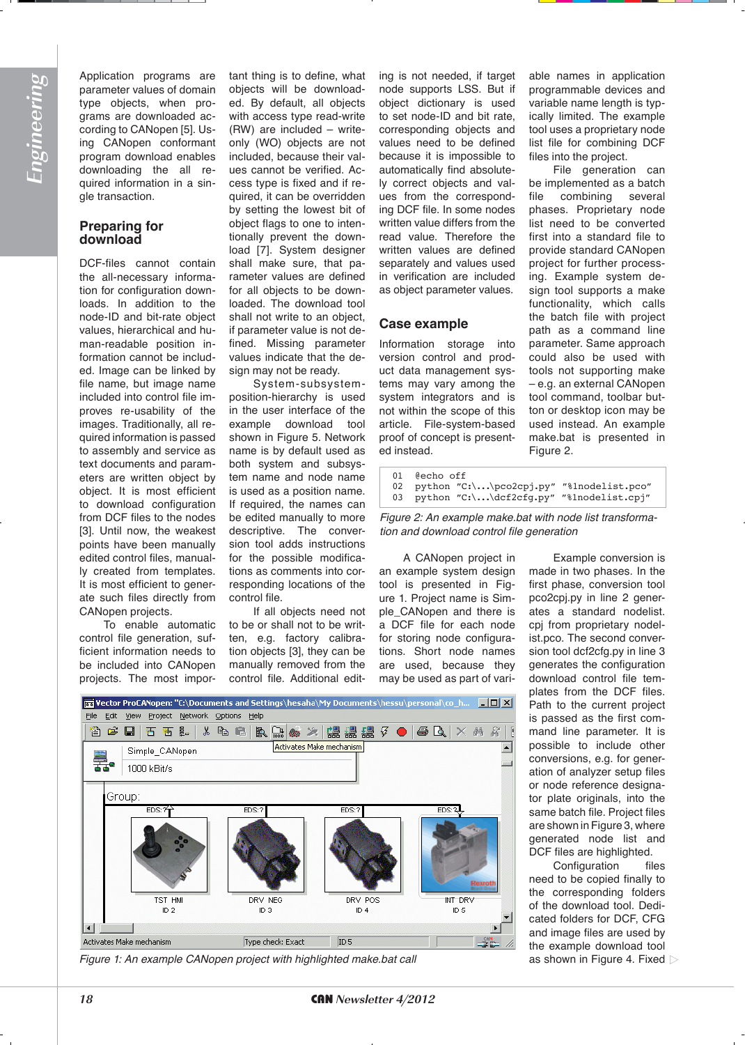Application programs are parameter values of domain type objects, where programs are downloaded according to CANopen [5]. Using CANopen conformant program download enables downloading the all required information in a single transaction.

## Preparing for download

DCF-files cannot contain the all-necessary information for configuration downloads. In addition to the node-ID and bit-rate only values, hierarchical and human-readable position information cannot be included. Image can be linked by file name, but image name included into control file improves re-usability of the images. Traditionally, all required information is passed to assembly and service as text documents and parameters are written object by object. It is most efficient to download configuration from DCF files to the nodes [3]. Until now, the weakest points have been manually edited control files, manually created from templates. It is most efficient to generate such files directly from CANopen projects.

To enable automatic control file generation, sufficient information needs to be included into CANopen projects. The most important thing is to define, what objects will be downloaded. By default, all objects with access type read-write (RW) are included – write-only (WO) objects are not included, because their values cannot be verified. Access type is fixed and if required, it can be overridden by setting the lowest bit of object flags to one to intentionally prevent the download [7]. System designer shall make sure, that parameter values are defined for all objects to be downloaded. The download tool shall not write to an object, if parameter value is not defined. Missing parameter values indicate that the design may not be ready.

System-subsystem-position-hierarchy is used in the user interface of the example download tool shown in Figure 5. Network name is by default used as both system and subsystem name and node name is used as a position name. If required, the names can be edited manually to more descriptive. The conversion tool adds instructions for the possible modifications as comments into corresponding locations of the control file.

If all objects need not to be or shall not to be written, e.g. factory calibration objects [3], they can be manually removed from the control file. Additional editing is not needed, if target node supports LSS. But if object dictionary is used to set node-ID and bit rate, corresponding objects and values need to be defined because it is impossible to automatically find absolutely correct objects and values from the corresponding DCF file. In some nodes written value differs from the read value. Therefore the written values are defined separately and values used in verification are included as object parameter values.

## Case example

Information storage into version control and product data management systems may vary among the system integrators and is not within the scope of this article. File-system-based proof of concept is presented instead.

A CANopen project in an example system design tool is presented in Figure 1. Project name is Simple_CANopen and there is a DCF file for each node for storing node configurations. Short node names are used, because they may be used as part of variable names in application programmable devices and variable name length is typically limited. The example tool uses a proprietary node list file for combining DCF files into the project.

File generation can be implemented as a batch file combining several phases. Proprietary node list need to be converted first into a standard file to provide standard CANopen project for further processing. Example system design tool supports a make functionality, which calls the batch file with project path as a command line parameter. Same approach could also be used with tools not supporting make – e.g. an external CANopen tool command, toolbar button or desktop icon may be used instead. An example make.bat is presented in Figure 2.

```
01  @echo off
02  python "C:\...\pco2cpj.py" "%1nodelist.pco"
03  python "C:\...\dcf2cfg.py" "%1nodelist.cpj"
```

*Figure 2: An example make.bat with node list transformation and download control file generation*

*Figure 1: An example CANopen project with highlighted make.bat call*

Example conversion is made in two phases. In the first phase, conversion tool pco2cpj.py in line 2 generates a standard nodelist.cpj from proprietary nodelist.pco. The second conversion tool dcf2cfg.py in line 3 generates the configuration download control file templates from the DCF files. Path to the current project is passed as the first command line parameter. It is possible to include other conversions, e.g. for generation of analyzer setup files or node reference designator plate originals, into the same batch file. Project files are shown in Figure 3, where generated node list and DCF files are highlighted.

Configuration files need to be copied finally to the corresponding folders of the download tool. Dedicated folders for DCF, CFG and image files are used by the example download tool as shown in Figure 4. Fixed ▷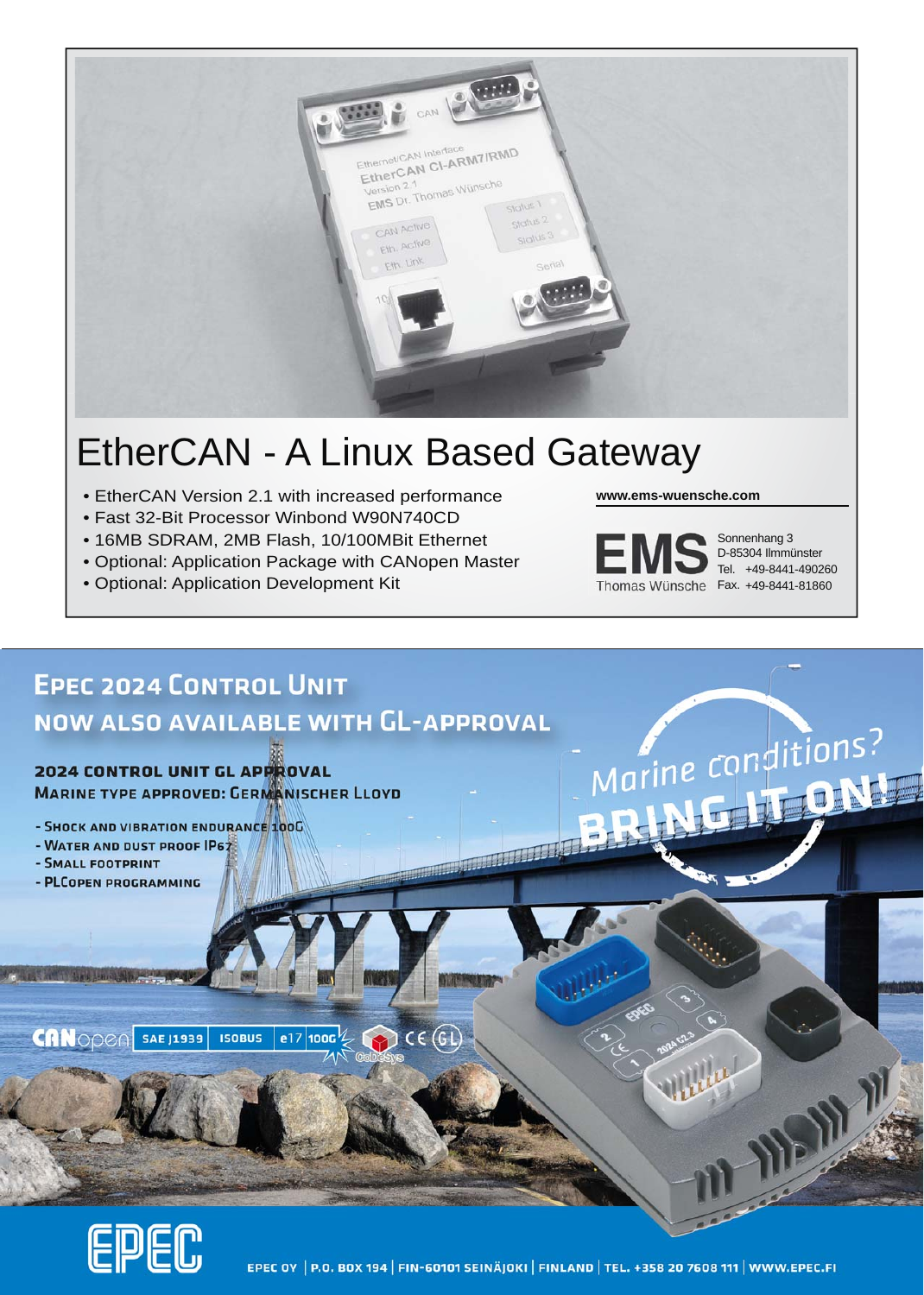# EtherCAN - A Linux Based Gateway

- EtherCAN Version 2.1 with increased performance
- Fast 32-Bit Processor Winbond W90N740CD
- 16MB SDRAM, 2MB Flash, 10/100MBit Ethernet
- Optional: Application Package with CANopen Master
- Optional: Application Development Kit

**www.ems-wuensche.com**

EMS Thomas Wünsche
Sonnenhang 3
D-85304 Ilmmünster
Tel. +49-8441-490260
Fax. +49-8441-81860

## EPEC 2024 CONTROL UNIT NOW ALSO AVAILABLE WITH GL-APPROVAL

**2024 CONTROL UNIT GL APPROVAL**
MARINE TYPE APPROVED: GERMANISCHER LLOYD

- SHOCK AND VIBRATION ENDURANCE 100G
- WATER AND DUST PROOF IP67
- SMALL FOOTPRINT
- PLCOPEN PROGRAMMING

Marine conditions? BRING IT ON!

CANopen | SAE J1939 | ISOBUS | e17 | 100G | CoDeSys | CE | GL

EPEC

EPEC OY | P.O. BOX 194 | FIN-60101 SEINÄJOKI | FINLAND | TEL. +358 20 7608 111 | WWW.EPEC.FI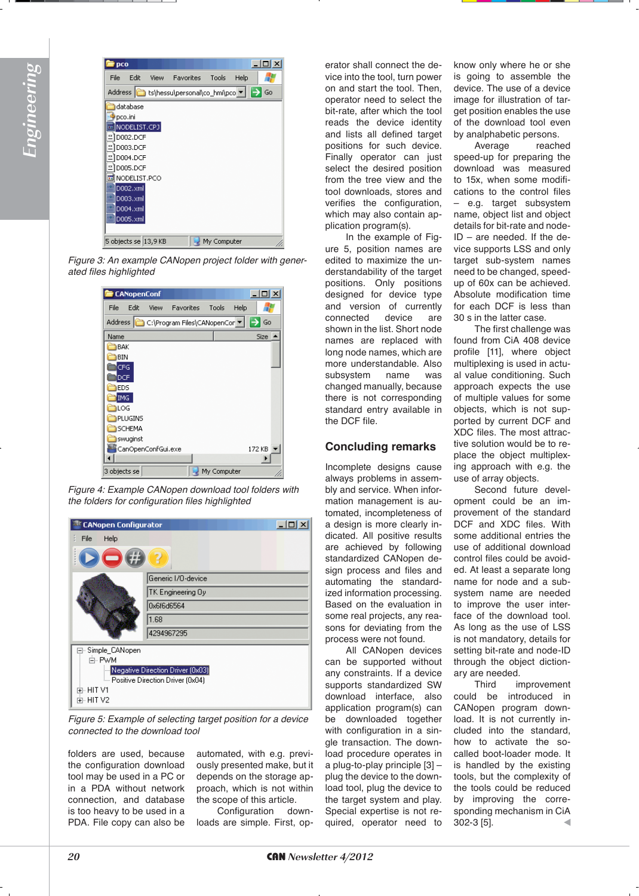Figure 3: An example CANopen project folder with generated files highlighted

Figure 4: Example CANopen download tool folders with the folders for configuration files highlighted

Figure 5: Example of selecting target position for a device connected to the download tool

folders are used, because the configuration download tool may be used in a PC or in a PDA without network connection, and database is too heavy to be used in a PDA. File copy can also be automated, with e.g. previously presented make, but it depends on the storage approach, which is not within the scope of this article.

Configuration downloads are simple. First, operator shall connect the device into the tool, turn power on and start the tool. Then, operator need to select the bit-rate, after which the tool reads the device identity and lists all defined target positions for such device. Finally operator can just select the desired position from the tree view and the tool downloads, stores and verifies the configuration, which may also contain application program(s).

In the example of Figure 5, position names are edited to maximize the understandability of the target positions. Only positions designed for device type and version of currently connected device are shown in the list. Short node names are replaced with long node names, which are more understandable. Also subsystem name was changed manually, because there is not corresponding standard entry available in the DCF file.

## Concluding remarks

Incomplete designs cause always problems in assembly and service. When information management is automated, incompleteness of a design is more clearly indicated. All positive results are achieved by following standardized CANopen design process and files and automating the standardized information processing. Based on the evaluation in some real projects, any reasons for deviating from the process were not found.

All CANopen devices can be supported without any constraints. If a device supports standardized SW download interface, also application program(s) can be downloaded together with configuration in a single transaction. The download procedure operates in a plug-to-play principle [3] – plug the device to the download tool, plug the device to the target system and play. Special expertise is not required, operator need to know only where he or she is going to assemble the device. The use of a device image for illustration of target position enables the use of the download tool even by analphabetic persons.

Average reached speed-up for preparing the download was measured to 15x, when some modifications to the control files – e.g. target subsystem name, object list and object details for bit-rate and node-ID – are needed. If the device supports LSS and only target sub-system names need to be changed, speed-up of 60x can be achieved. Absolute modification time for each DCF is less than 30 s in the latter case.

The first challenge was found from CiA 408 device profile [11], where object multiplexing is used in actual value conditioning. Such approach expects the use of multiple values for some objects, which is not supported by current DCF and XDC files. The most attractive solution would be to replace the object multiplexing approach with e.g. the use of array objects.

Second future development could be an improvement of the standard DCF and XDC files. With some additional entries the use of additional download control files could be avoided. At least a separate long name for node and a subsystem name are needed to improve the user interface of the download tool. As long as the use of LSS is not mandatory, details for setting bit-rate and node-ID through the object dictionary are needed.

Third improvement could be introduced in CANopen program download. It is not currently included into the standard, how to activate the so-called boot-loader mode. It is handled by the existing tools, but the complexity of the tools could be reduced by improving the corresponding mechanism in CiA 302-3 [5]. ◄